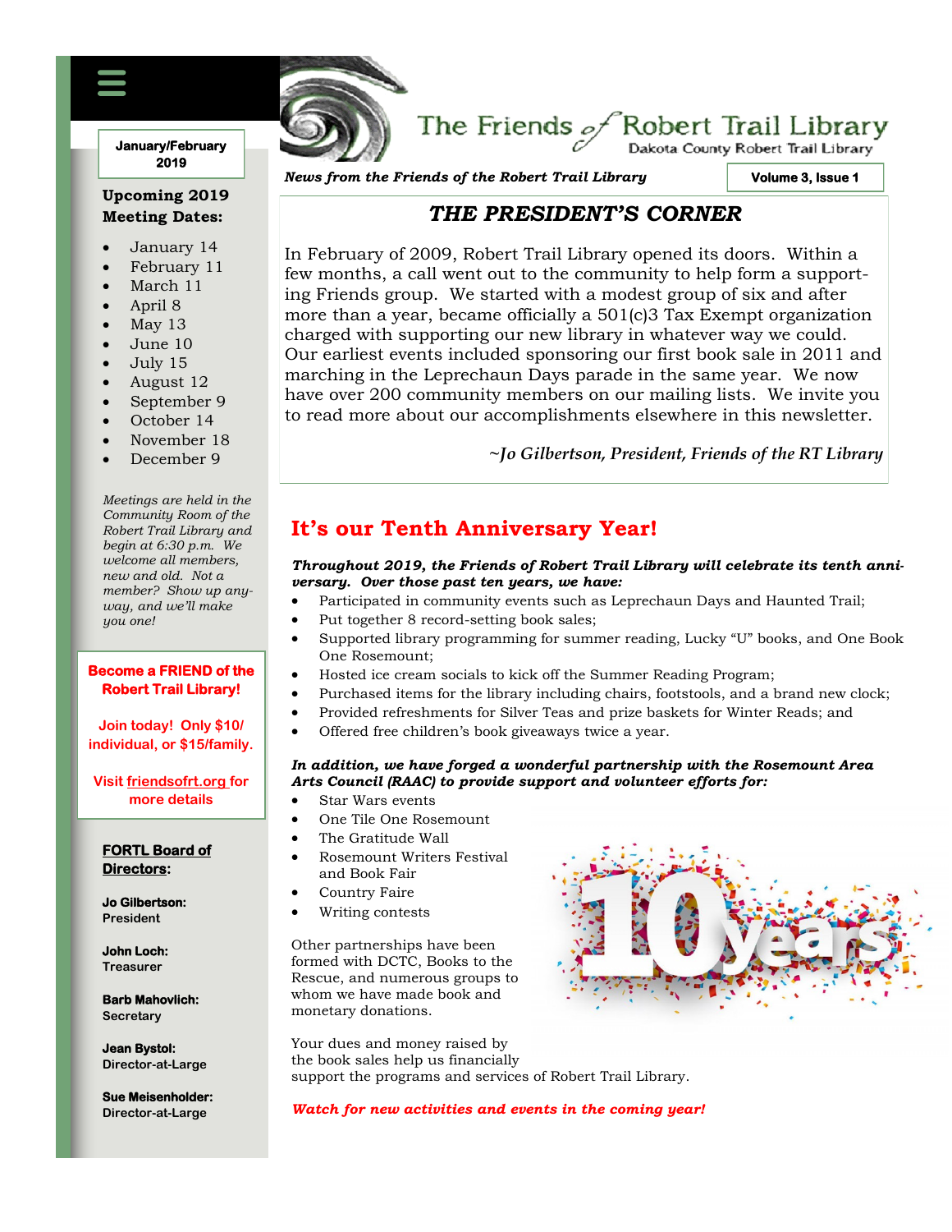# The Friends of Robert Trail Library

Dakota County Robert Trail Library

*News from the Friends of the Robert Trail Library*

Volume 3, Issue 1

January/February 2019

## THE PRESIDENT'S CORNER

In February of 2009, Robert Trail Library opened its doors. Within a few months, a call went out to the community to help form a supporting Friends group. We started with a modest group of six and after more than a year, became officially a 501(c)3 Tax Exempt organization charged with supporting our new library in whatever way we could. Our earliest events included sponsoring our first book sale in 2011 and marching in the Leprechaun Days parade in the same year. We now have over 200 community members on our mailing lists. We invite you to read more about our accomplishments elsewhere in this newsletter.

*~Jo Gilbertson, President, Friends of the RT Library*

## It's our Tenth Anniversary Year!

***Throughout 2019, the Friends of Robert Trail Library will celebrate its tenth anniversary. Over those past ten years, we have:***

- Participated in community events such as Leprechaun Days and Haunted Trail;
- Put together 8 record-setting book sales;
- Supported library programming for summer reading, Lucky "U" books, and One Book One Rosemount;
- Hosted ice cream socials to kick off the Summer Reading Program;
- Purchased items for the library including chairs, footstools, and a brand new clock;
- Provided refreshments for Silver Teas and prize baskets for Winter Reads; and
- Offered free children's book giveaways twice a year.

***In addition, we have forged a wonderful partnership with the Rosemount Area Arts Council (RAAC) to provide support and volunteer efforts for:***

- Star Wars events
- One Tile One Rosemount
- The Gratitude Wall
- Rosemount Writers Festival and Book Fair
- Country Faire
- Writing contests

Other partnerships have been formed with DCTC, Books to the Rescue, and numerous groups to whom we have made book and monetary donations.

Your dues and money raised by the book sales help us financially support the programs and services of Robert Trail Library.

***Watch for new activities and events in the coming year!***

---

### Upcoming 2019 Meeting Dates:

- January 14
- February 11
- March 11
- April 8
- May 13
- June 10
- July 15
- August 12
- September 9
- October 14
- November 18
- December 9

*Meetings are held in the Community Room of the Robert Trail Library and begin at 6:30 p.m. We welcome all members, new and old. Not a member? Show up anyway, and we'll make you one!*

**Become a FRIEND of the Robert Trail Library!**

**Join today! Only $10/individual, or $15/family.**

**Visit friendsofrt.org for more details**

### FORTL Board of Directors:

**Jo Gilbertson:** President

**John Loch:** Treasurer

**Barb Mahovlich:** Secretary

**Jean Bystol:** Director-at-Large

**Sue Meisenholder:** Director-at-Large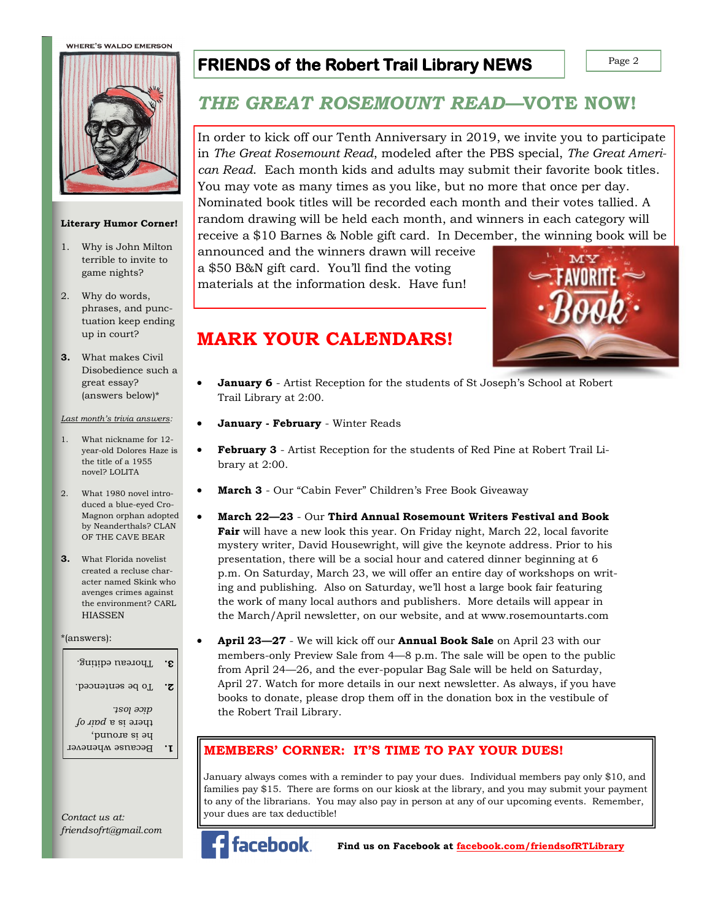WHERE'S WALDO EMERSON

**Literary Humor Corner!**

1. Why is John Milton terrible to invite to game nights?
2. Why do words, phrases, and punctuation keep ending up in court?
3. What makes Civil Disobedience such a great essay? (answers below)*

*Last month's trivia answers:*

1. What nickname for 12-year-old Dolores Haze is the title of a 1955 novel? LOLITA
2. What 1980 novel introduced a blue-eyed Cro-Magnon orphan adopted by Neanderthals? CLAN OF THE CAVE BEAR
3. What Florida novelist created a recluse character named Skink who avenges crimes against the environment? CARL HIASSEN

*(answers):

1. Because whenever he is around, there is a *pair of dice lost.*
2. To be sentenced.
3. Thoreau editing.

*Contact us at: friendsofrt@gmail.com*

# FRIENDS of the Robert Trail Library NEWS

## *THE GREAT ROSEMOUNT READ*—VOTE NOW!

In order to kick off our Tenth Anniversary in 2019, we invite you to participate in *The Great Rosemount Read*, modeled after the PBS special, *The Great American Read*. Each month kids and adults may submit their favorite book titles. You may vote as many times as you like, but no more that once per day. Nominated book titles will be recorded each month and their votes tallied. A random drawing will be held each month, and winners in each category will receive a $10 Barnes & Noble gift card. In December, the winning book will be announced and the winners drawn will receive a $50 B&N gift card. You'll find the voting materials at the information desk. Have fun!

## MARK YOUR CALENDARS!

- **January 6** - Artist Reception for the students of St Joseph's School at Robert Trail Library at 2:00.
- **January - February** - Winter Reads
- **February 3** - Artist Reception for the students of Red Pine at Robert Trail Library at 2:00.
- **March 3** - Our "Cabin Fever" Children's Free Book Giveaway
- **March 22—23** - Our **Third Annual Rosemount Writers Festival and Book Fair** will have a new look this year. On Friday night, March 22, local favorite mystery writer, David Housewright, will give the keynote address. Prior to his presentation, there will be a social hour and catered dinner beginning at 6 p.m. On Saturday, March 23, we will offer an entire day of workshops on writing and publishing. Also on Saturday, we'll host a large book fair featuring the work of many local authors and publishers. More details will appear in the March/April newsletter, on our website, and at www.rosemountarts.com
- **April 23—27** - We will kick off our **Annual Book Sale** on April 23 with our members-only Preview Sale from 4—8 p.m. The sale will be open to the public from April 24—26, and the ever-popular Bag Sale will be held on Saturday, April 27. Watch for more details in our next newsletter. As always, if you have books to donate, please drop them off in the donation box in the vestibule of the Robert Trail Library.

### MEMBERS' CORNER: IT'S TIME TO PAY YOUR DUES!

January always comes with a reminder to pay your dues. Individual members pay only $10, and families pay $15. There are forms on our kiosk at the library, and you may submit your payment to any of the librarians. You may also pay in person at any of our upcoming events. Remember, your dues are tax deductible!

facebook **Find us on Facebook at facebook.com/friendsofRTLibrary**